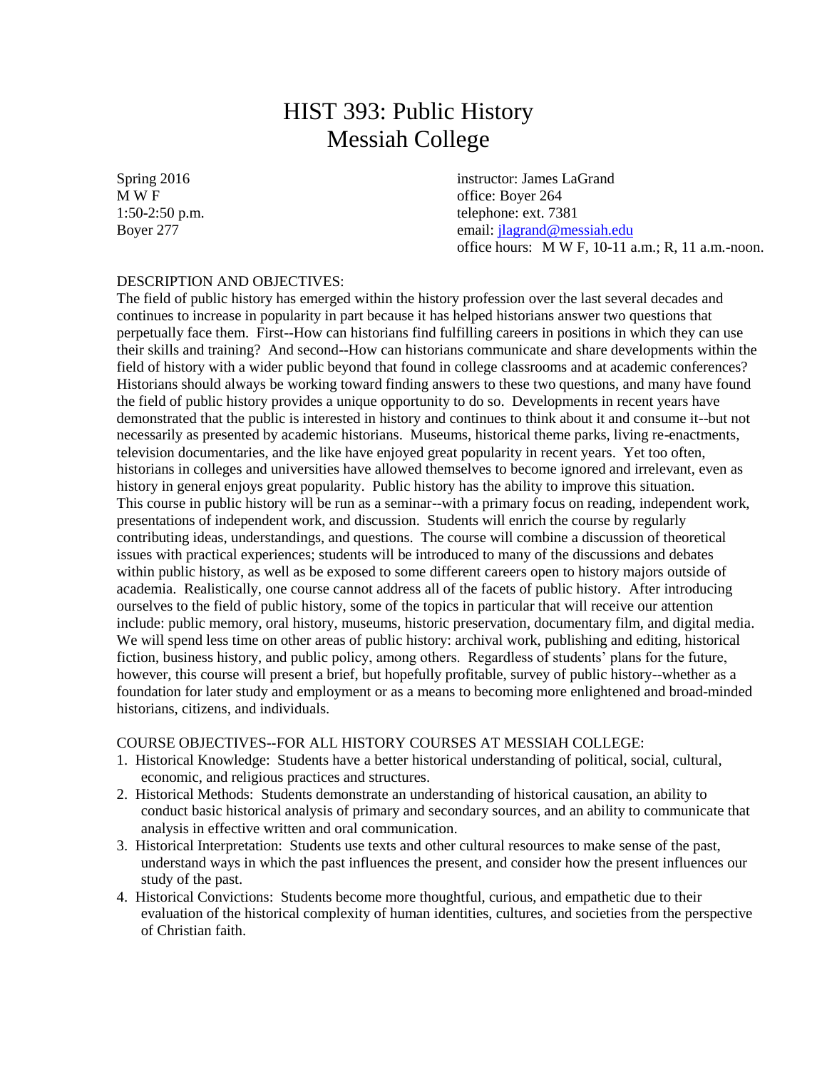# HIST 393: Public History
# Messiah College

Spring 2016
M W F
1:50-2:50 p.m.
Boyer 277

instructor: James LaGrand
office: Boyer 264
telephone: ext. 7381
email: jlagrand@messiah.edu
office hours: M W F, 10-11 a.m.; R, 11 a.m.-noon.

DESCRIPTION AND OBJECTIVES:

The field of public history has emerged within the history profession over the last several decades and continues to increase in popularity in part because it has helped historians answer two questions that perpetually face them. First--How can historians find fulfilling careers in positions in which they can use their skills and training? And second--How can historians communicate and share developments within the field of history with a wider public beyond that found in college classrooms and at academic conferences? Historians should always be working toward finding answers to these two questions, and many have found the field of public history provides a unique opportunity to do so. Developments in recent years have demonstrated that the public is interested in history and continues to think about it and consume it--but not necessarily as presented by academic historians. Museums, historical theme parks, living re-enactments, television documentaries, and the like have enjoyed great popularity in recent years. Yet too often, historians in colleges and universities have allowed themselves to become ignored and irrelevant, even as history in general enjoys great popularity. Public history has the ability to improve this situation. This course in public history will be run as a seminar--with a primary focus on reading, independent work, presentations of independent work, and discussion. Students will enrich the course by regularly contributing ideas, understandings, and questions. The course will combine a discussion of theoretical issues with practical experiences; students will be introduced to many of the discussions and debates within public history, as well as be exposed to some different careers open to history majors outside of academia. Realistically, one course cannot address all of the facets of public history. After introducing ourselves to the field of public history, some of the topics in particular that will receive our attention include: public memory, oral history, museums, historic preservation, documentary film, and digital media. We will spend less time on other areas of public history: archival work, publishing and editing, historical fiction, business history, and public policy, among others. Regardless of students' plans for the future, however, this course will present a brief, but hopefully profitable, survey of public history--whether as a foundation for later study and employment or as a means to becoming more enlightened and broad-minded historians, citizens, and individuals.

COURSE OBJECTIVES--FOR ALL HISTORY COURSES AT MESSIAH COLLEGE:

1. Historical Knowledge: Students have a better historical understanding of political, social, cultural, economic, and religious practices and structures.
2. Historical Methods: Students demonstrate an understanding of historical causation, an ability to conduct basic historical analysis of primary and secondary sources, and an ability to communicate that analysis in effective written and oral communication.
3. Historical Interpretation: Students use texts and other cultural resources to make sense of the past, understand ways in which the past influences the present, and consider how the present influences our study of the past.
4. Historical Convictions: Students become more thoughtful, curious, and empathetic due to their evaluation of the historical complexity of human identities, cultures, and societies from the perspective of Christian faith.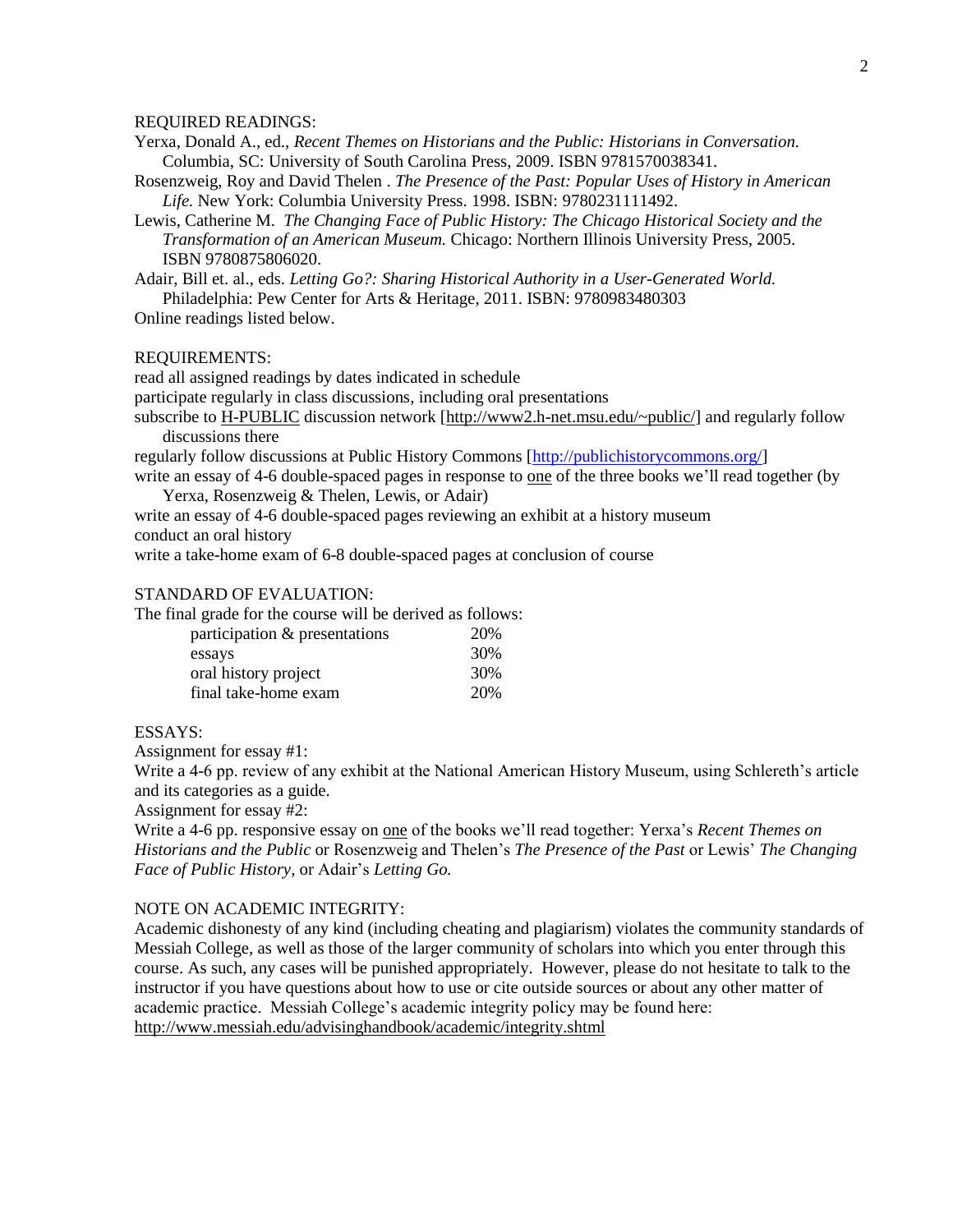REQUIRED READINGS:

Yerxa, Donald A., ed., *Recent Themes on Historians and the Public: Historians in Conversation.* Columbia, SC: University of South Carolina Press, 2009. ISBN 9781570038341.

Rosenzweig, Roy and David Thelen . *The Presence of the Past: Popular Uses of History in American Life.* New York: Columbia University Press. 1998. ISBN: 9780231111492.

Lewis, Catherine M. *The Changing Face of Public History: The Chicago Historical Society and the Transformation of an American Museum.* Chicago: Northern Illinois University Press, 2005. ISBN 9780875806020.

Adair, Bill et. al., eds. *Letting Go?: Sharing Historical Authority in a User-Generated World.* Philadelphia: Pew Center for Arts & Heritage, 2011. ISBN: 9780983480303

Online readings listed below.

REQUIREMENTS:

read all assigned readings by dates indicated in schedule

participate regularly in class discussions, including oral presentations

subscribe to H-PUBLIC discussion network [http://www2.h-net.msu.edu/~public/] and regularly follow discussions there

regularly follow discussions at Public History Commons [http://publichistorycommons.org/]

write an essay of 4-6 double-spaced pages in response to one of the three books we'll read together (by Yerxa, Rosenzweig & Thelen, Lewis, or Adair)

write an essay of 4-6 double-spaced pages reviewing an exhibit at a history museum

conduct an oral history

write a take-home exam of 6-8 double-spaced pages at conclusion of course

STANDARD OF EVALUATION:

The final grade for the course will be derived as follows:

| | |
|---|---|
| participation & presentations | 20% |
| essays | 30% |
| oral history project | 30% |
| final take-home exam | 20% |

ESSAYS:

Assignment for essay #1:

Write a 4-6 pp. review of any exhibit at the National American History Museum, using Schlereth's article and its categories as a guide.

Assignment for essay #2:

Write a 4-6 pp. responsive essay on one of the books we'll read together: Yerxa's *Recent Themes on Historians and the Public* or Rosenzweig and Thelen's *The Presence of the Past* or Lewis' *The Changing Face of Public History,* or Adair's *Letting Go.*

NOTE ON ACADEMIC INTEGRITY:

Academic dishonesty of any kind (including cheating and plagiarism) violates the community standards of Messiah College, as well as those of the larger community of scholars into which you enter through this course. As such, any cases will be punished appropriately. However, please do not hesitate to talk to the instructor if you have questions about how to use or cite outside sources or about any other matter of academic practice. Messiah College's academic integrity policy may be found here: http://www.messiah.edu/advisinghandbook/academic/integrity.shtml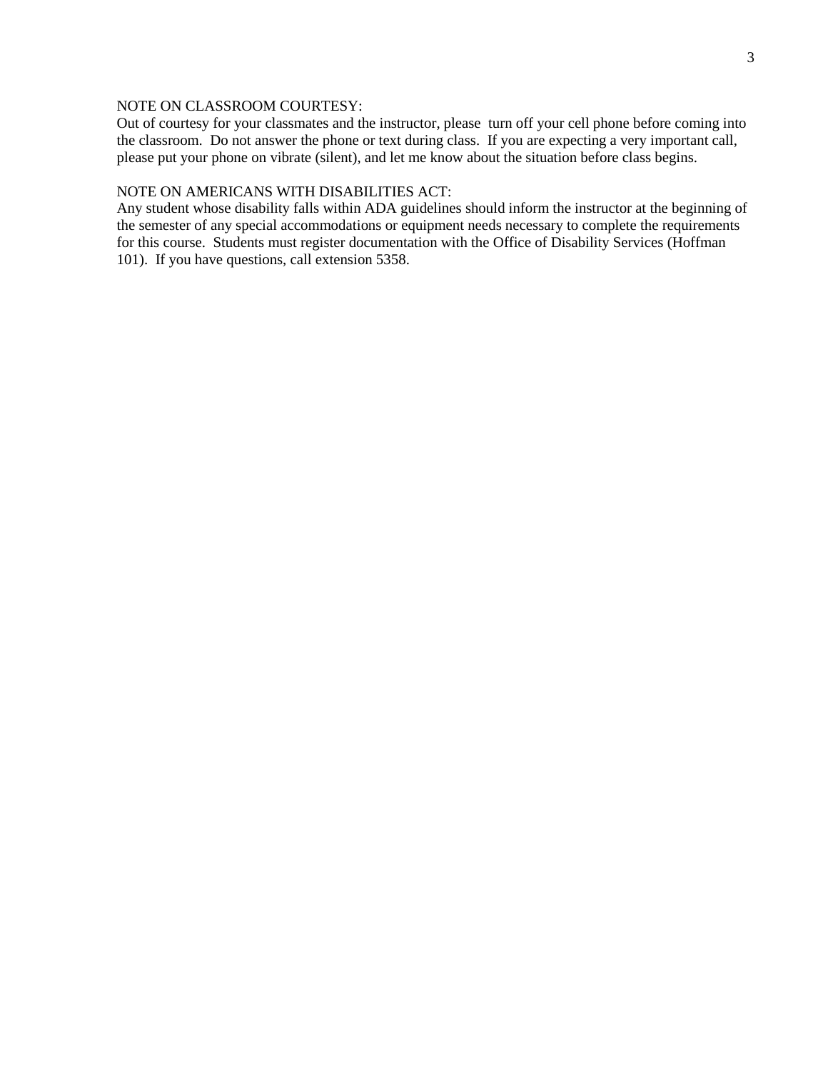NOTE ON CLASSROOM COURTESY:
Out of courtesy for your classmates and the instructor, please turn off your cell phone before coming into the classroom. Do not answer the phone or text during class. If you are expecting a very important call, please put your phone on vibrate (silent), and let me know about the situation before class begins.

NOTE ON AMERICANS WITH DISABILITIES ACT:
Any student whose disability falls within ADA guidelines should inform the instructor at the beginning of the semester of any special accommodations or equipment needs necessary to complete the requirements for this course. Students must register documentation with the Office of Disability Services (Hoffman 101). If you have questions, call extension 5358.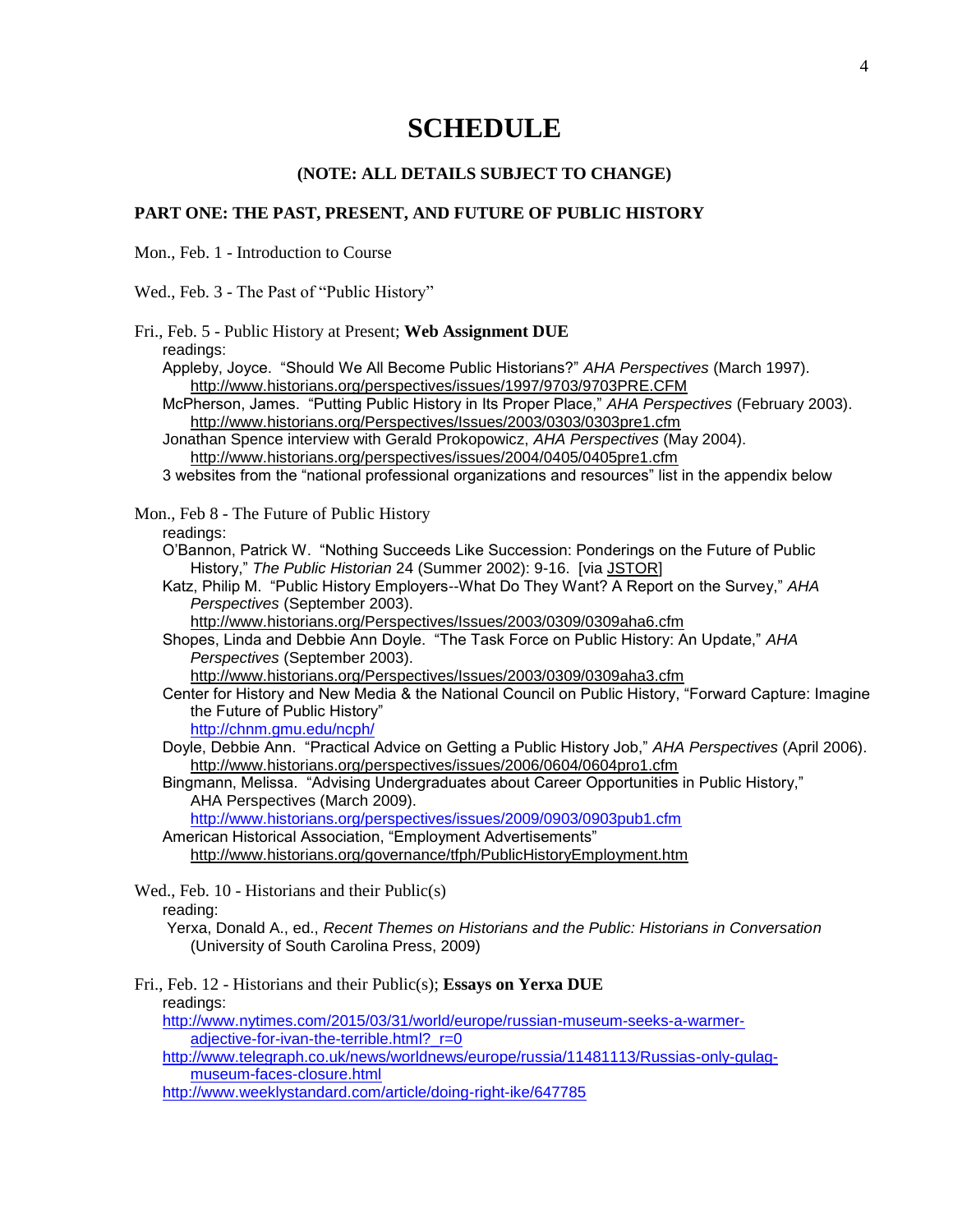# SCHEDULE

**(NOTE: ALL DETAILS SUBJECT TO CHANGE)**

## PART ONE: THE PAST, PRESENT, AND FUTURE OF PUBLIC HISTORY

Mon., Feb. 1 - Introduction to Course

Wed., Feb. 3 - The Past of "Public History"

Fri., Feb. 5 - Public History at Present; **Web Assignment DUE**

readings:

Appleby, Joyce. "Should We All Become Public Historians?" *AHA Perspectives* (March 1997). http://www.historians.org/perspectives/issues/1997/9703/9703PRE.CFM

McPherson, James. "Putting Public History in Its Proper Place," *AHA Perspectives* (February 2003). http://www.historians.org/Perspectives/Issues/2003/0303/0303pre1.cfm

Jonathan Spence interview with Gerald Prokopowicz, *AHA Perspectives* (May 2004). http://www.historians.org/perspectives/issues/2004/0405/0405pre1.cfm

3 websites from the "national professional organizations and resources" list in the appendix below

Mon., Feb 8 - The Future of Public History

readings:

O'Bannon, Patrick W. "Nothing Succeeds Like Succession: Ponderings on the Future of Public History," *The Public Historian* 24 (Summer 2002): 9-16. [via JSTOR]

Katz, Philip M. "Public History Employers--What Do They Want? A Report on the Survey," *AHA Perspectives* (September 2003). http://www.historians.org/Perspectives/Issues/2003/0309/0309aha6.cfm

Shopes, Linda and Debbie Ann Doyle. "The Task Force on Public History: An Update," *AHA Perspectives* (September 2003). http://www.historians.org/Perspectives/Issues/2003/0309/0309aha3.cfm

Center for History and New Media & the National Council on Public History, "Forward Capture: Imagine the Future of Public History" http://chnm.gmu.edu/ncph/

Doyle, Debbie Ann. "Practical Advice on Getting a Public History Job," *AHA Perspectives* (April 2006). http://www.historians.org/perspectives/issues/2006/0604/0604pro1.cfm

Bingmann, Melissa. "Advising Undergraduates about Career Opportunities in Public History," AHA Perspectives (March 2009). http://www.historians.org/perspectives/issues/2009/0903/0903pub1.cfm

American Historical Association, "Employment Advertisements" http://www.historians.org/governance/tfph/PublicHistoryEmployment.htm

Wed., Feb. 10 - Historians and their Public(s)

reading:

Yerxa, Donald A., ed., *Recent Themes on Historians and the Public: Historians in Conversation* (University of South Carolina Press, 2009)

Fri., Feb. 12 - Historians and their Public(s); **Essays on Yerxa DUE**

readings:

http://www.nytimes.com/2015/03/31/world/europe/russian-museum-seeks-a-warmer-adjective-for-ivan-the-terrible.html?_r=0

http://www.telegraph.co.uk/news/worldnews/europe/russia/11481113/Russias-only-gulag-museum-faces-closure.html

http://www.weeklystandard.com/article/doing-right-ike/647785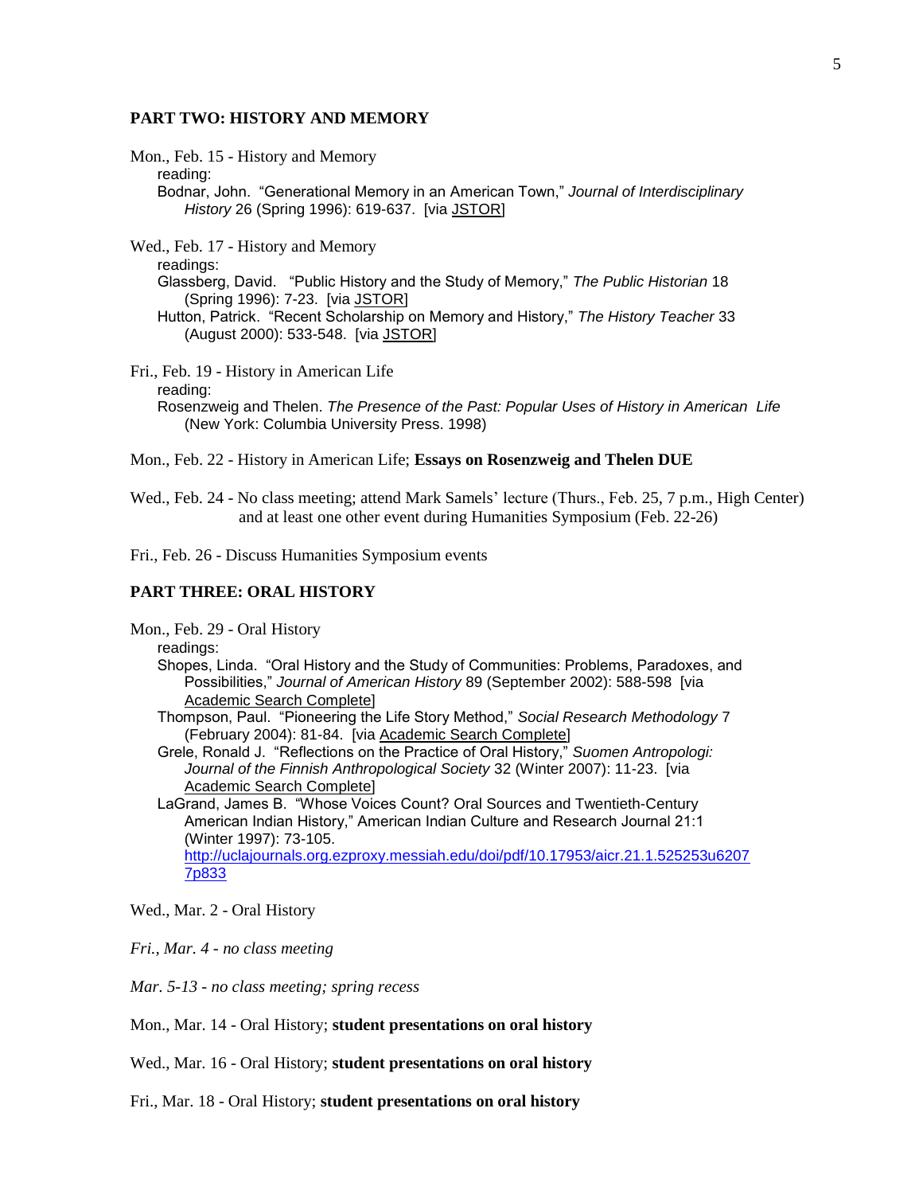## PART TWO: HISTORY AND MEMORY

Mon., Feb. 15 - History and Memory
reading:
Bodnar, John. "Generational Memory in an American Town," *Journal of Interdisciplinary History* 26 (Spring 1996): 619-637. [via JSTOR]

Wed., Feb. 17 - History and Memory
readings:
Glassberg, David. "Public History and the Study of Memory," *The Public Historian* 18 (Spring 1996): 7-23. [via JSTOR]
Hutton, Patrick. "Recent Scholarship on Memory and History," *The History Teacher* 33 (August 2000): 533-548. [via JSTOR]

Fri., Feb. 19 - History in American Life
reading:
Rosenzweig and Thelen. *The Presence of the Past: Popular Uses of History in American Life* (New York: Columbia University Press. 1998)

Mon., Feb. 22 - History in American Life; **Essays on Rosenzweig and Thelen DUE**

Wed., Feb. 24 - No class meeting; attend Mark Samels' lecture (Thurs., Feb. 25, 7 p.m., High Center) and at least one other event during Humanities Symposium (Feb. 22-26)

Fri., Feb. 26 - Discuss Humanities Symposium events

## PART THREE: ORAL HISTORY

Mon., Feb. 29 - Oral History
readings:
Shopes, Linda. "Oral History and the Study of Communities: Problems, Paradoxes, and Possibilities," *Journal of American History* 89 (September 2002): 588-598 [via Academic Search Complete]
Thompson, Paul. "Pioneering the Life Story Method," *Social Research Methodology* 7 (February 2004): 81-84. [via Academic Search Complete]
Grele, Ronald J. "Reflections on the Practice of Oral History," *Suomen Antropologi: Journal of the Finnish Anthropological Society* 32 (Winter 2007): 11-23. [via Academic Search Complete]
LaGrand, James B. "Whose Voices Count? Oral Sources and Twentieth-Century American Indian History," American Indian Culture and Research Journal 21:1 (Winter 1997): 73-105. http://uclajournals.org.ezproxy.messiah.edu/doi/pdf/10.17953/aicr.21.1.525253u62077p833

Wed., Mar. 2 - Oral History

*Fri., Mar. 4 - no class meeting*

*Mar. 5-13 - no class meeting; spring recess*

Mon., Mar. 14 - Oral History; **student presentations on oral history**

Wed., Mar. 16 - Oral History; **student presentations on oral history**

Fri., Mar. 18 - Oral History; **student presentations on oral history**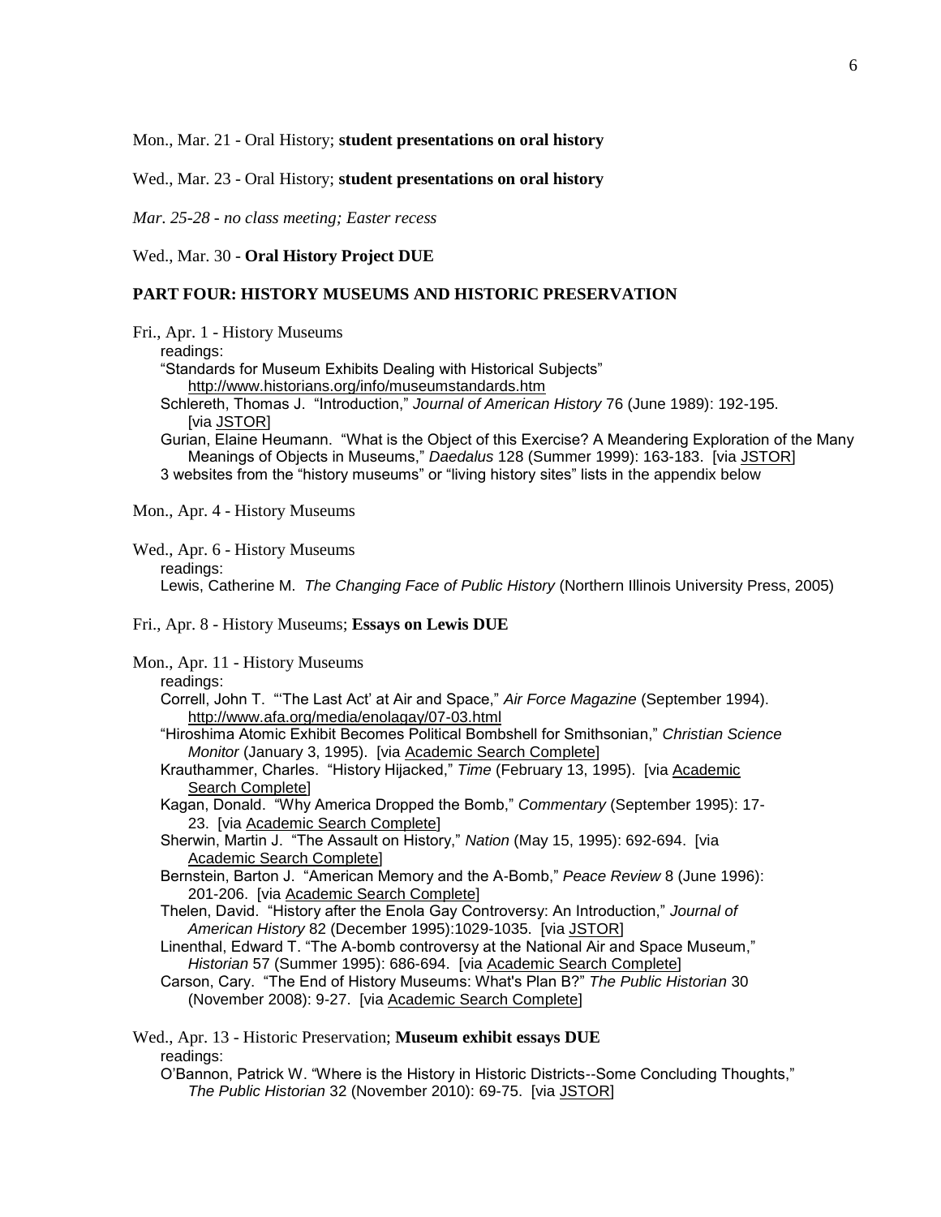Mon., Mar. 21 - Oral History; **student presentations on oral history**

Wed., Mar. 23 - Oral History; **student presentations on oral history**

*Mar. 25-28 - no class meeting; Easter recess*

Wed., Mar. 30 - **Oral History Project DUE**

## PART FOUR: HISTORY MUSEUMS AND HISTORIC PRESERVATION

Fri., Apr. 1 - History Museums

readings:

"Standards for Museum Exhibits Dealing with Historical Subjects" http://www.historians.org/info/museumstandards.htm

Schlereth, Thomas J. "Introduction," *Journal of American History* 76 (June 1989): 192-195. [via JSTOR]

Gurian, Elaine Heumann. "What is the Object of this Exercise? A Meandering Exploration of the Many Meanings of Objects in Museums," *Daedalus* 128 (Summer 1999): 163-183. [via JSTOR]

3 websites from the "history museums" or "living history sites" lists in the appendix below

Mon., Apr. 4 - History Museums

Wed., Apr. 6 - History Museums

readings:

Lewis, Catherine M. *The Changing Face of Public History* (Northern Illinois University Press, 2005)

Fri., Apr. 8 - History Museums; **Essays on Lewis DUE**

Mon., Apr. 11 - History Museums

readings:

Correll, John T. "'The Last Act' at Air and Space," *Air Force Magazine* (September 1994). http://www.afa.org/media/enolagay/07-03.html

"Hiroshima Atomic Exhibit Becomes Political Bombshell for Smithsonian," *Christian Science Monitor* (January 3, 1995). [via Academic Search Complete]

Krauthammer, Charles. "History Hijacked," *Time* (February 13, 1995). [via Academic Search Complete]

Kagan, Donald. "Why America Dropped the Bomb," *Commentary* (September 1995): 17-23. [via Academic Search Complete]

Sherwin, Martin J. "The Assault on History," *Nation* (May 15, 1995): 692-694. [via Academic Search Complete]

Bernstein, Barton J. "American Memory and the A-Bomb," *Peace Review* 8 (June 1996): 201-206. [via Academic Search Complete]

Thelen, David. "History after the Enola Gay Controversy: An Introduction," *Journal of American History* 82 (December 1995):1029-1035. [via JSTOR]

Linenthal, Edward T. "The A-bomb controversy at the National Air and Space Museum," *Historian* 57 (Summer 1995): 686-694. [via Academic Search Complete]

Carson, Cary. "The End of History Museums: What's Plan B?" *The Public Historian* 30 (November 2008): 9-27. [via Academic Search Complete]

Wed., Apr. 13 - Historic Preservation; **Museum exhibit essays DUE**

readings:

O'Bannon, Patrick W. "Where is the History in Historic Districts--Some Concluding Thoughts," *The Public Historian* 32 (November 2010): 69-75. [via JSTOR]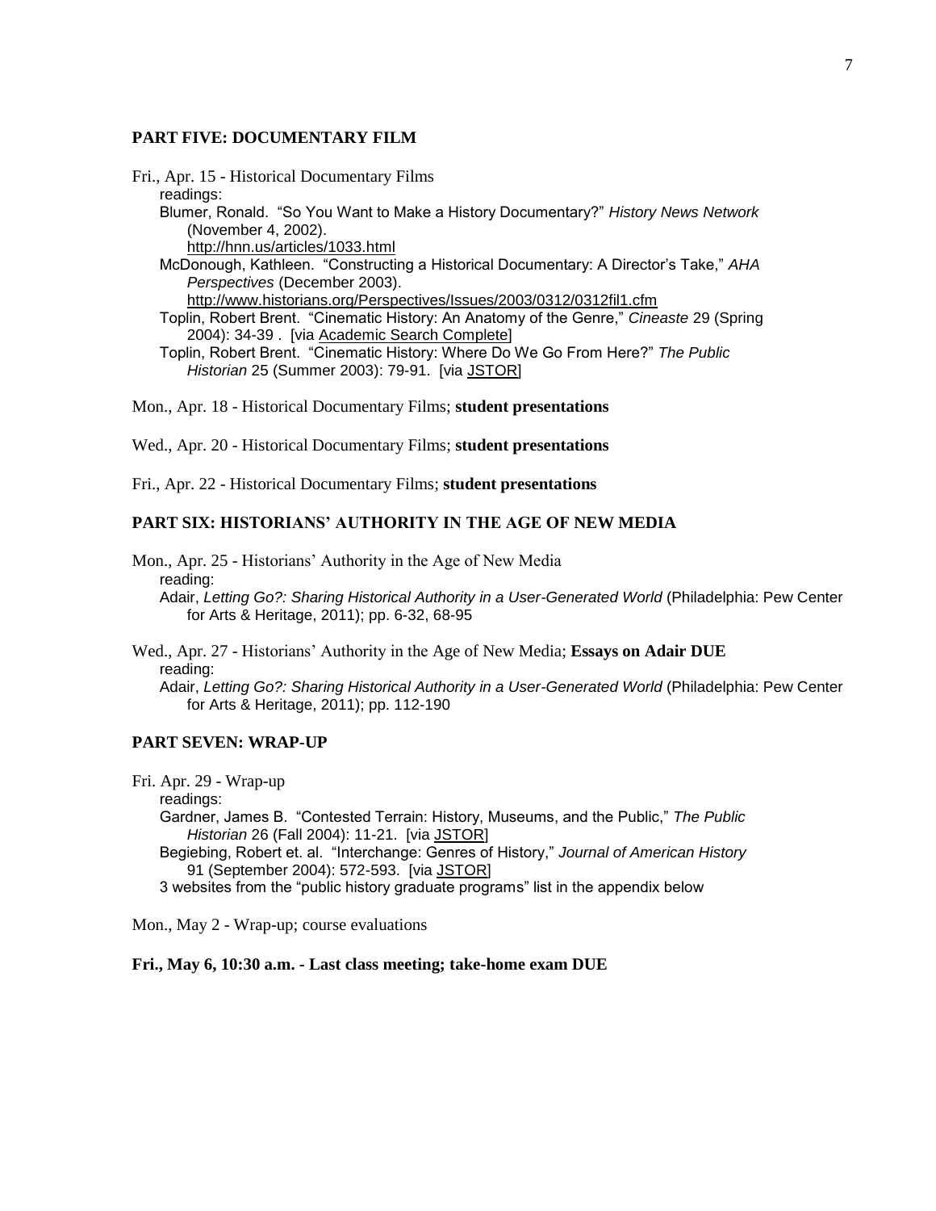## PART FIVE: DOCUMENTARY FILM

Fri., Apr. 15 - Historical Documentary Films

readings:

Blumer, Ronald. "So You Want to Make a History Documentary?" *History News Network* (November 4, 2002).
http://hnn.us/articles/1033.html

McDonough, Kathleen. "Constructing a Historical Documentary: A Director's Take," *AHA Perspectives* (December 2003).
http://www.historians.org/Perspectives/Issues/2003/0312/0312fil1.cfm

Toplin, Robert Brent. "Cinematic History: An Anatomy of the Genre," *Cineaste* 29 (Spring 2004): 34-39 . [via Academic Search Complete]

Toplin, Robert Brent. "Cinematic History: Where Do We Go From Here?" *The Public Historian* 25 (Summer 2003): 79-91. [via JSTOR]

Mon., Apr. 18 - Historical Documentary Films; **student presentations**

Wed., Apr. 20 - Historical Documentary Films; **student presentations**

Fri., Apr. 22 - Historical Documentary Films; **student presentations**

## PART SIX: HISTORIANS' AUTHORITY IN THE AGE OF NEW MEDIA

Mon., Apr. 25 - Historians' Authority in the Age of New Media

reading:

Adair, *Letting Go?: Sharing Historical Authority in a User-Generated World* (Philadelphia: Pew Center for Arts & Heritage, 2011); pp. 6-32, 68-95

Wed., Apr. 27 - Historians' Authority in the Age of New Media; **Essays on Adair DUE**

reading:

Adair, *Letting Go?: Sharing Historical Authority in a User-Generated World* (Philadelphia: Pew Center for Arts & Heritage, 2011); pp. 112-190

## PART SEVEN: WRAP-UP

Fri. Apr. 29 - Wrap-up

readings:

Gardner, James B. "Contested Terrain: History, Museums, and the Public," *The Public Historian* 26 (Fall 2004): 11-21. [via JSTOR]

Begiebing, Robert et. al. "Interchange: Genres of History," *Journal of American History* 91 (September 2004): 572-593. [via JSTOR]

3 websites from the "public history graduate programs" list in the appendix below

Mon., May 2 - Wrap-up; course evaluations

**Fri., May 6, 10:30 a.m. - Last class meeting; take-home exam DUE**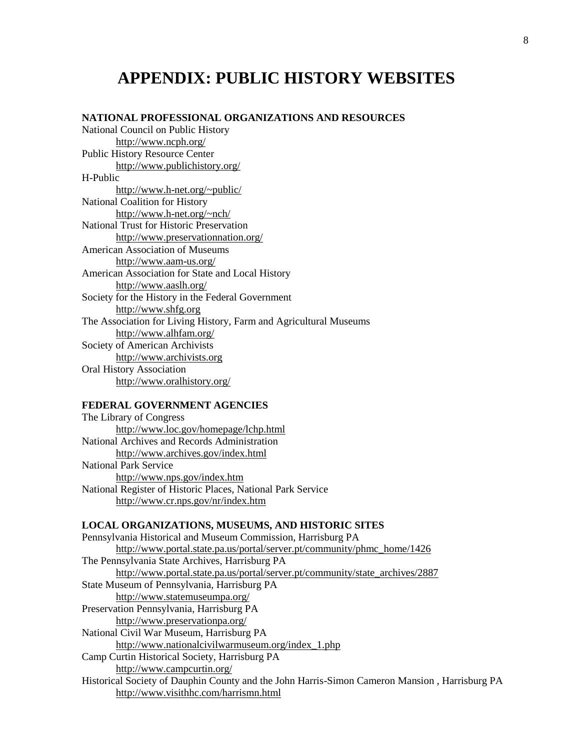# APPENDIX: PUBLIC HISTORY WEBSITES

### NATIONAL PROFESSIONAL ORGANIZATIONS AND RESOURCES

National Council on Public History
    http://www.ncph.org/

Public History Resource Center
    http://www.publichistory.org/

H-Public
    http://www.h-net.org/~public/

National Coalition for History
    http://www.h-net.org/~nch/

National Trust for Historic Preservation
    http://www.preservationnation.org/

American Association of Museums
    http://www.aam-us.org/

American Association for State and Local History
    http://www.aaslh.org/

Society for the History in the Federal Government
    http://www.shfg.org

The Association for Living History, Farm and Agricultural Museums
    http://www.alhfam.org/

Society of American Archivists
    http://www.archivists.org

Oral History Association
    http://www.oralhistory.org/

### FEDERAL GOVERNMENT AGENCIES

The Library of Congress
    http://www.loc.gov/homepage/lchp.html

National Archives and Records Administration
    http://www.archives.gov/index.html

National Park Service
    http://www.nps.gov/index.htm

National Register of Historic Places, National Park Service
    http://www.cr.nps.gov/nr/index.htm

### LOCAL ORGANIZATIONS, MUSEUMS, AND HISTORIC SITES

Pennsylvania Historical and Museum Commission, Harrisburg PA
    http://www.portal.state.pa.us/portal/server.pt/community/phmc_home/1426

The Pennsylvania State Archives, Harrisburg PA
    http://www.portal.state.pa.us/portal/server.pt/community/state_archives/2887

State Museum of Pennsylvania, Harrisburg PA
    http://www.statemuseumpa.org/

Preservation Pennsylvania, Harrisburg PA
    http://www.preservationpa.org/

National Civil War Museum, Harrisburg PA
    http://www.nationalcivilwarmuseum.org/index_1.php

Camp Curtin Historical Society, Harrisburg PA
    http://www.campcurtin.org/

Historical Society of Dauphin County and the John Harris-Simon Cameron Mansion , Harrisburg PA
    http://www.visithhc.com/harrismn.html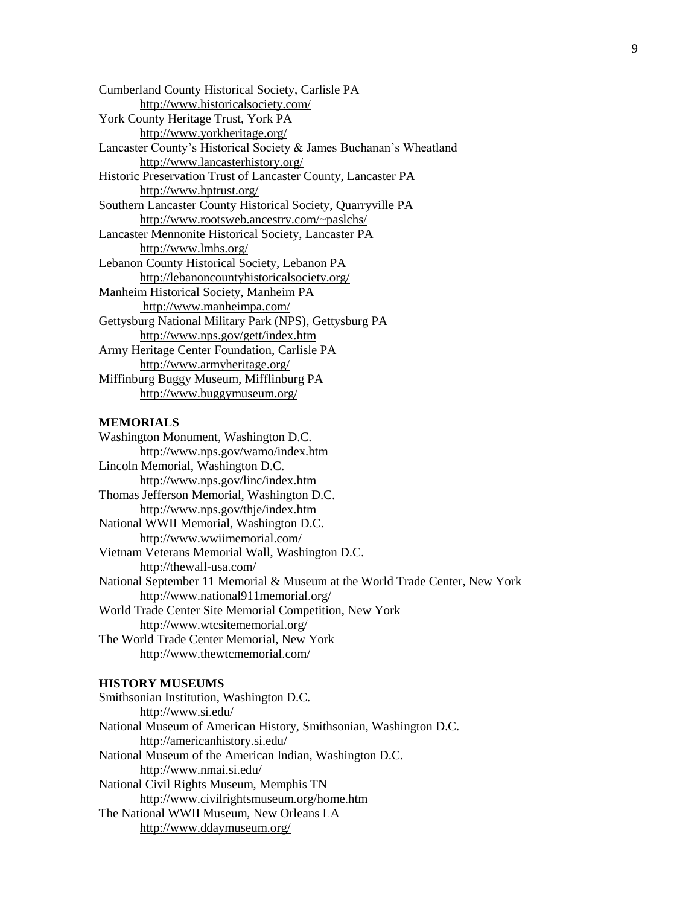Cumberland County Historical Society, Carlisle PA
  http://www.historicalsociety.com/

York County Heritage Trust, York PA
  http://www.yorkheritage.org/

Lancaster County's Historical Society & James Buchanan's Wheatland
  http://www.lancasterhistory.org/

Historic Preservation Trust of Lancaster County, Lancaster PA
  http://www.hptrust.org/

Southern Lancaster County Historical Society, Quarryville PA
  http://www.rootsweb.ancestry.com/~paslchs/

Lancaster Mennonite Historical Society, Lancaster PA
  http://www.lmhs.org/

Lebanon County Historical Society, Lebanon PA
  http://lebanoncountyhistoricalsociety.org/

Manheim Historical Society, Manheim PA
  http://www.manheimpa.com/

Gettysburg National Military Park (NPS), Gettysburg PA
  http://www.nps.gov/gett/index.htm

Army Heritage Center Foundation, Carlisle PA
  http://www.armyheritage.org/

Miffinburg Buggy Museum, Mifflinburg PA
  http://www.buggymuseum.org/

**MEMORIALS**

Washington Monument, Washington D.C.
  http://www.nps.gov/wamo/index.htm

Lincoln Memorial, Washington D.C.
  http://www.nps.gov/linc/index.htm

Thomas Jefferson Memorial, Washington D.C.
  http://www.nps.gov/thje/index.htm

National WWII Memorial, Washington D.C.
  http://www.wwiimemorial.com/

Vietnam Veterans Memorial Wall, Washington D.C.
  http://thewall-usa.com/

National September 11 Memorial & Museum at the World Trade Center, New York
  http://www.national911memorial.org/

World Trade Center Site Memorial Competition, New York
  http://www.wtcsitememorial.org/

The World Trade Center Memorial, New York
  http://www.thewtcmemorial.com/

**HISTORY MUSEUMS**

Smithsonian Institution, Washington D.C.
  http://www.si.edu/

National Museum of American History, Smithsonian, Washington D.C.
  http://americanhistory.si.edu/

National Museum of the American Indian, Washington D.C.
  http://www.nmai.si.edu/

National Civil Rights Museum, Memphis TN
  http://www.civilrightsmuseum.org/home.htm

The National WWII Museum, New Orleans LA
  http://www.ddaymuseum.org/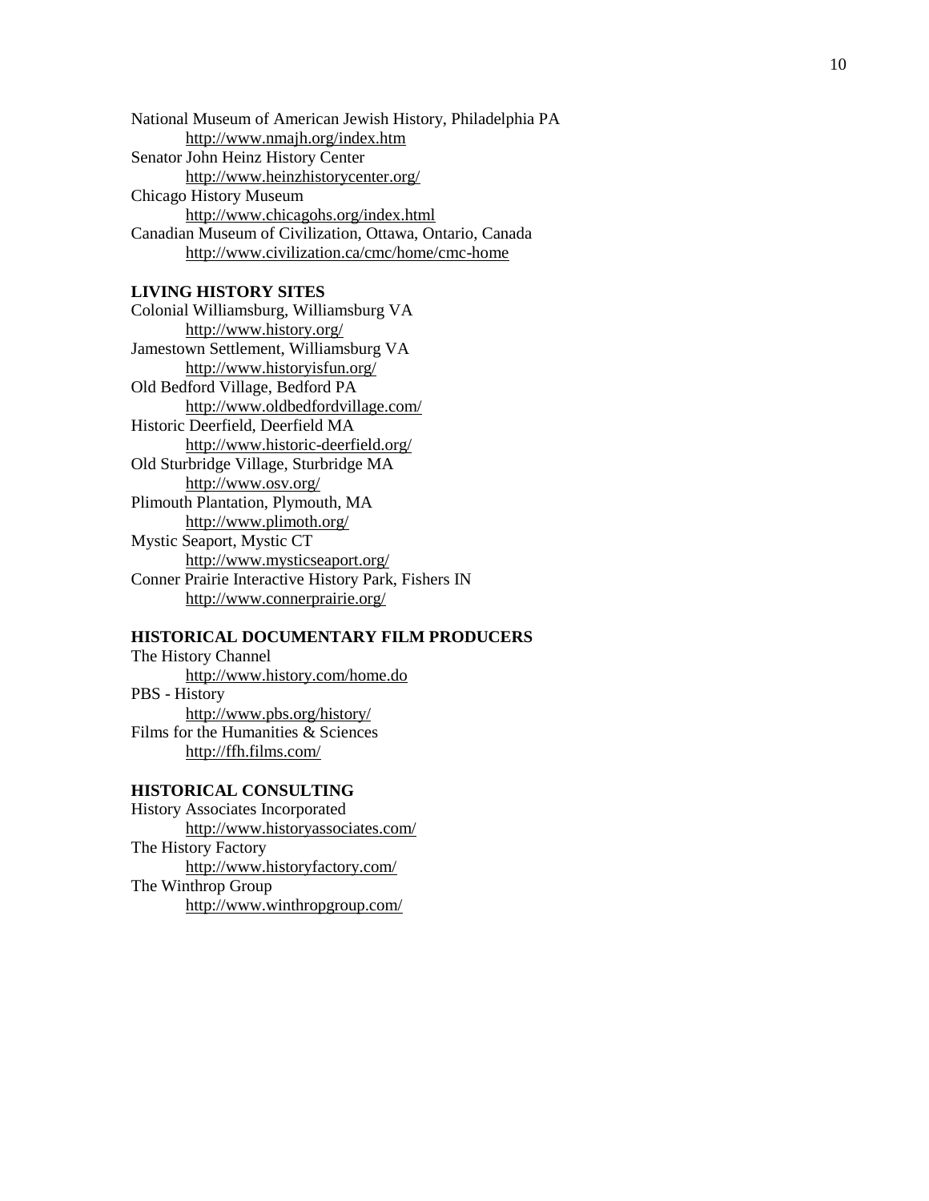National Museum of American Jewish History, Philadelphia PA
    http://www.nmajh.org/index.htm
Senator John Heinz History Center
    http://www.heinzhistorycenter.org/
Chicago History Museum
    http://www.chicagohs.org/index.html
Canadian Museum of Civilization, Ottawa, Ontario, Canada
    http://www.civilization.ca/cmc/home/cmc-home

**LIVING HISTORY SITES**

Colonial Williamsburg, Williamsburg VA
    http://www.history.org/
Jamestown Settlement, Williamsburg VA
    http://www.historyisfun.org/
Old Bedford Village, Bedford PA
    http://www.oldbedfordvillage.com/
Historic Deerfield, Deerfield MA
    http://www.historic-deerfield.org/
Old Sturbridge Village, Sturbridge MA
    http://www.osv.org/
Plimouth Plantation, Plymouth, MA
    http://www.plimoth.org/
Mystic Seaport, Mystic CT
    http://www.mysticseaport.org/
Conner Prairie Interactive History Park, Fishers IN
    http://www.connerprairie.org/

**HISTORICAL DOCUMENTARY FILM PRODUCERS**

The History Channel
    http://www.history.com/home.do
PBS - History
    http://www.pbs.org/history/
Films for the Humanities & Sciences
    http://ffh.films.com/

**HISTORICAL CONSULTING**

History Associates Incorporated
    http://www.historyassociates.com/
The History Factory
    http://www.historyfactory.com/
The Winthrop Group
    http://www.winthropgroup.com/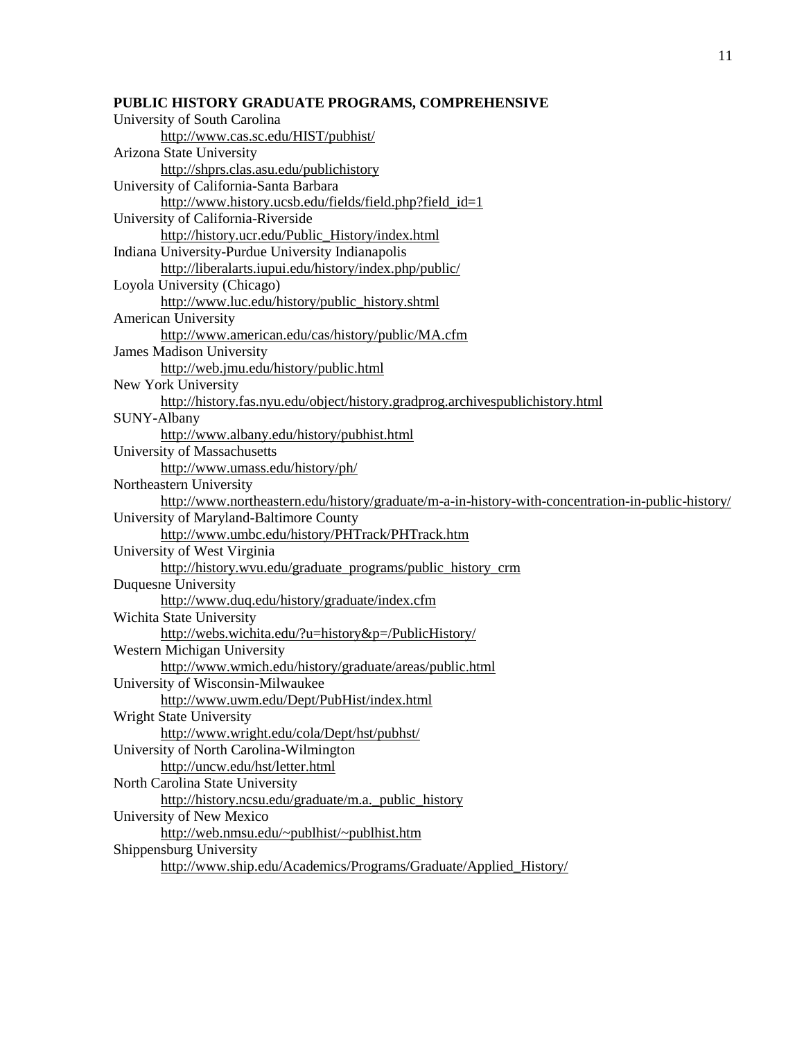**PUBLIC HISTORY GRADUATE PROGRAMS, COMPREHENSIVE**

University of South Carolina
 http://www.cas.sc.edu/HIST/pubhist/

Arizona State University
 http://shprs.clas.asu.edu/publichistory

University of California-Santa Barbara
 http://www.history.ucsb.edu/fields/field.php?field_id=1

University of California-Riverside
 http://history.ucr.edu/Public_History/index.html

Indiana University-Purdue University Indianapolis
 http://liberalarts.iupui.edu/history/index.php/public/

Loyola University (Chicago)
 http://www.luc.edu/history/public_history.shtml

American University
 http://www.american.edu/cas/history/public/MA.cfm

James Madison University
 http://web.jmu.edu/history/public.html

New York University
 http://history.fas.nyu.edu/object/history.gradprog.archivespublichistory.html

SUNY-Albany
 http://www.albany.edu/history/pubhist.html

University of Massachusetts
 http://www.umass.edu/history/ph/

Northeastern University
 http://www.northeastern.edu/history/graduate/m-a-in-history-with-concentration-in-public-history/

University of Maryland-Baltimore County
 http://www.umbc.edu/history/PHTrack/PHTrack.htm

University of West Virginia
 http://history.wvu.edu/graduate_programs/public_history_crm

Duquesne University
 http://www.duq.edu/history/graduate/index.cfm

Wichita State University
 http://webs.wichita.edu/?u=history&p=/PublicHistory/

Western Michigan University
 http://www.wmich.edu/history/graduate/areas/public.html

University of Wisconsin-Milwaukee
 http://www.uwm.edu/Dept/PubHist/index.html

Wright State University
 http://www.wright.edu/cola/Dept/hst/pubhst/

University of North Carolina-Wilmington
 http://uncw.edu/hst/letter.html

North Carolina State University
 http://history.ncsu.edu/graduate/m.a._public_history

University of New Mexico
 http://web.nmsu.edu/~publhist/~publhist.htm

Shippensburg University
 http://www.ship.edu/Academics/Programs/Graduate/Applied_History/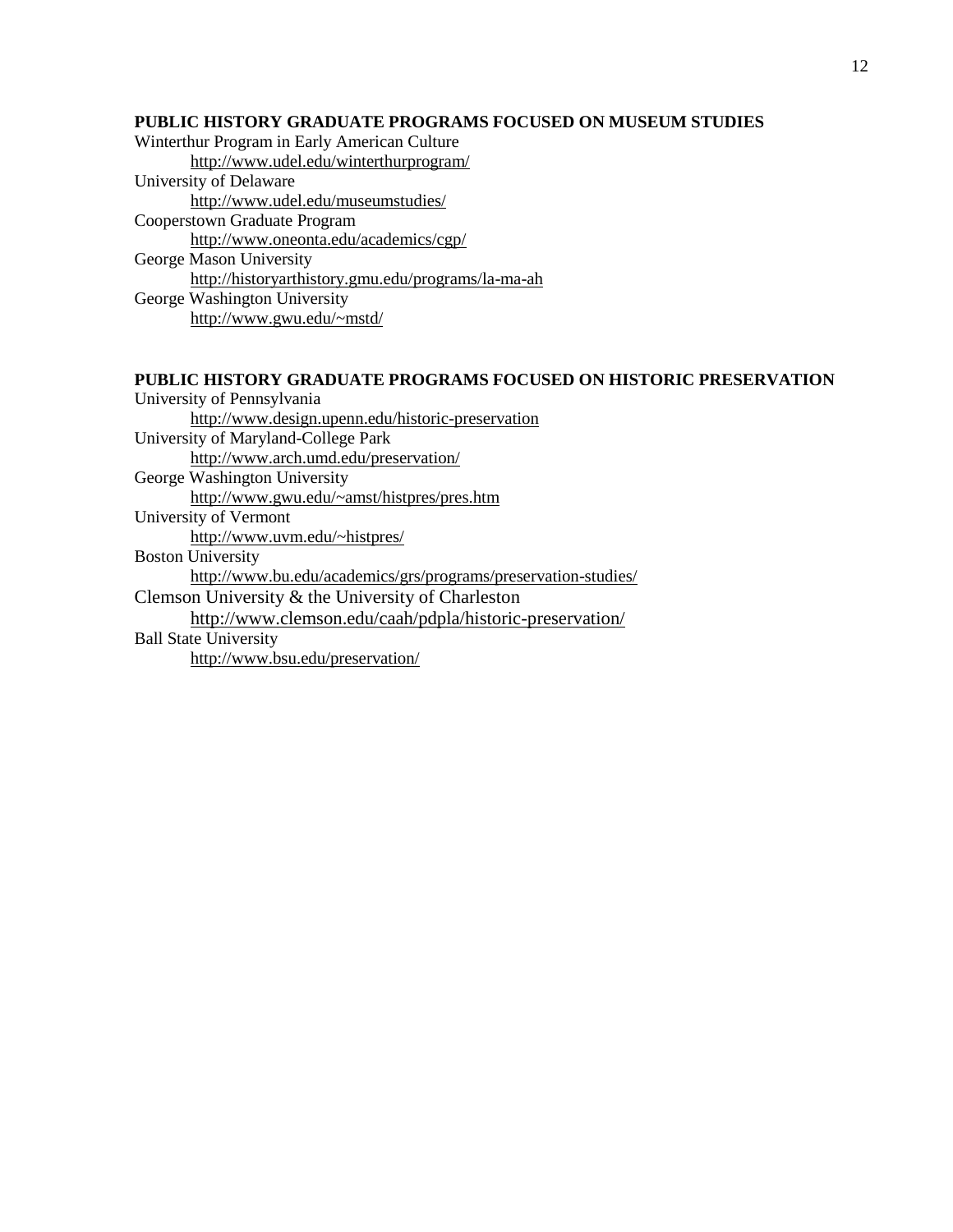**PUBLIC HISTORY GRADUATE PROGRAMS FOCUSED ON MUSEUM STUDIES**

Winterthur Program in Early American Culture
    http://www.udel.edu/winterthurprogram/

University of Delaware
    http://www.udel.edu/museumstudies/

Cooperstown Graduate Program
    http://www.oneonta.edu/academics/cgp/

George Mason University
    http://historyarthistory.gmu.edu/programs/la-ma-ah

George Washington University
    http://www.gwu.edu/~mstd/

**PUBLIC HISTORY GRADUATE PROGRAMS FOCUSED ON HISTORIC PRESERVATION**

University of Pennsylvania
    http://www.design.upenn.edu/historic-preservation

University of Maryland-College Park
    http://www.arch.umd.edu/preservation/

George Washington University
    http://www.gwu.edu/~amst/histpres/pres.htm

University of Vermont
    http://www.uvm.edu/~histpres/

Boston University
    http://www.bu.edu/academics/grs/programs/preservation-studies/

Clemson University & the University of Charleston
    http://www.clemson.edu/caah/pdpla/historic-preservation/

Ball State University
    http://www.bsu.edu/preservation/